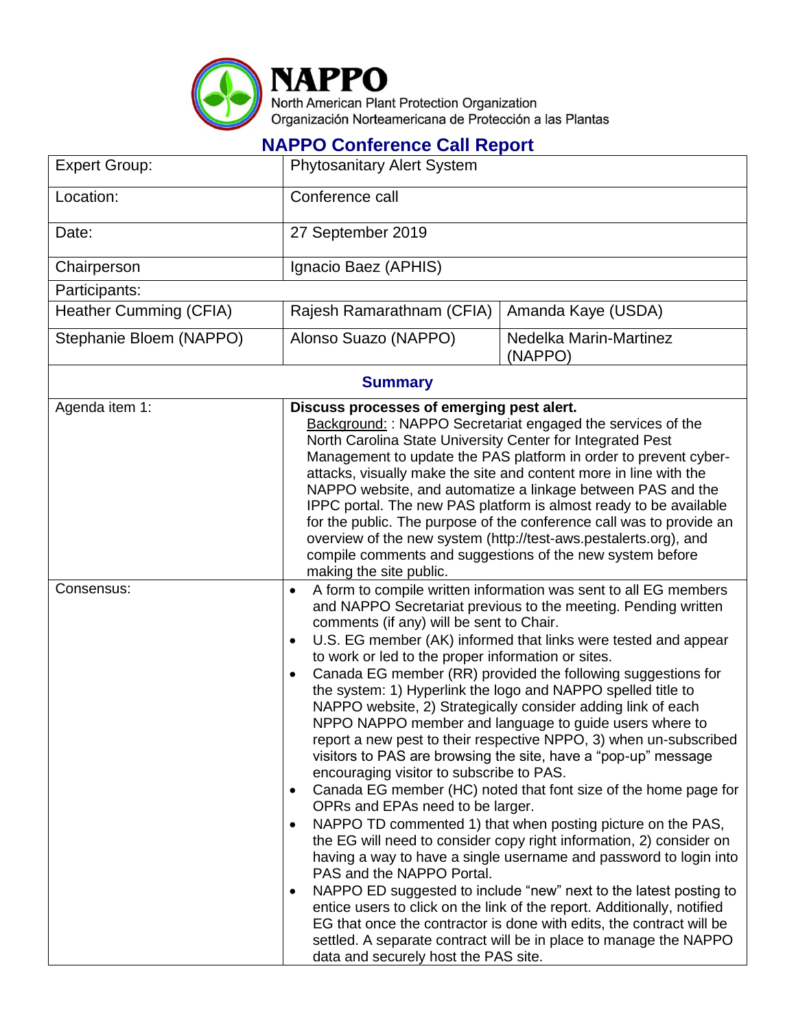# NAPPO

North American Plant Protection Organization
Organización Norteamericana de Protección a las Plantas

## NAPPO Conference Call Report

| Expert Group: | Phytosanitary Alert System | |
|---|---|---|
| Location: | Conference call | |
| Date: | 27 September 2019 | |
| Chairperson | Ignacio Baez (APHIS) | |
| Participants: | | |
| Heather Cumming (CFIA) | Rajesh Ramarathnam (CFIA) | Amanda Kaye (USDA) |
| Stephanie Bloem (NAPPO) | Alonso Suazo (NAPPO) | Nedelka Marin-Martinez (NAPPO) |

### Summary

| | |
|---|---|
| Agenda item 1: | **Discuss processes of emerging pest alert.**<br>Background: : NAPPO Secretariat engaged the services of the North Carolina State University Center for Integrated Pest Management to update the PAS platform in order to prevent cyber-attacks, visually make the site and content more in line with the NAPPO website, and automatize a linkage between PAS and the IPPC portal. The new PAS platform is almost ready to be available for the public. The purpose of the conference call was to provide an overview of the new system (http://test-aws.pestalerts.org), and compile comments and suggestions of the new system before making the site public. |
| Consensus: | • A form to compile written information was sent to all EG members and NAPPO Secretariat previous to the meeting. Pending written comments (if any) will be sent to Chair.<br>• U.S. EG member (AK) informed that links were tested and appear to work or led to the proper information or sites.<br>• Canada EG member (RR) provided the following suggestions for the system: 1) Hyperlink the logo and NAPPO spelled title to NAPPO website, 2) Strategically consider adding link of each NPPO NAPPO member and language to guide users where to report a new pest to their respective NPPO, 3) when un-subscribed visitors to PAS are browsing the site, have a "pop-up" message encouraging visitor to subscribe to PAS.<br>• Canada EG member (HC) noted that font size of the home page for OPRs and EPAs need to be larger.<br>• NAPPO TD commented 1) that when posting picture on the PAS, the EG will need to consider copy right information, 2) consider on having a way to have a single username and password to login into PAS and the NAPPO Portal.<br>• NAPPO ED suggested to include "new" next to the latest posting to entice users to click on the link of the report. Additionally, notified EG that once the contractor is done with edits, the contract will be settled. A separate contract will be in place to manage the NAPPO data and securely host the PAS site. |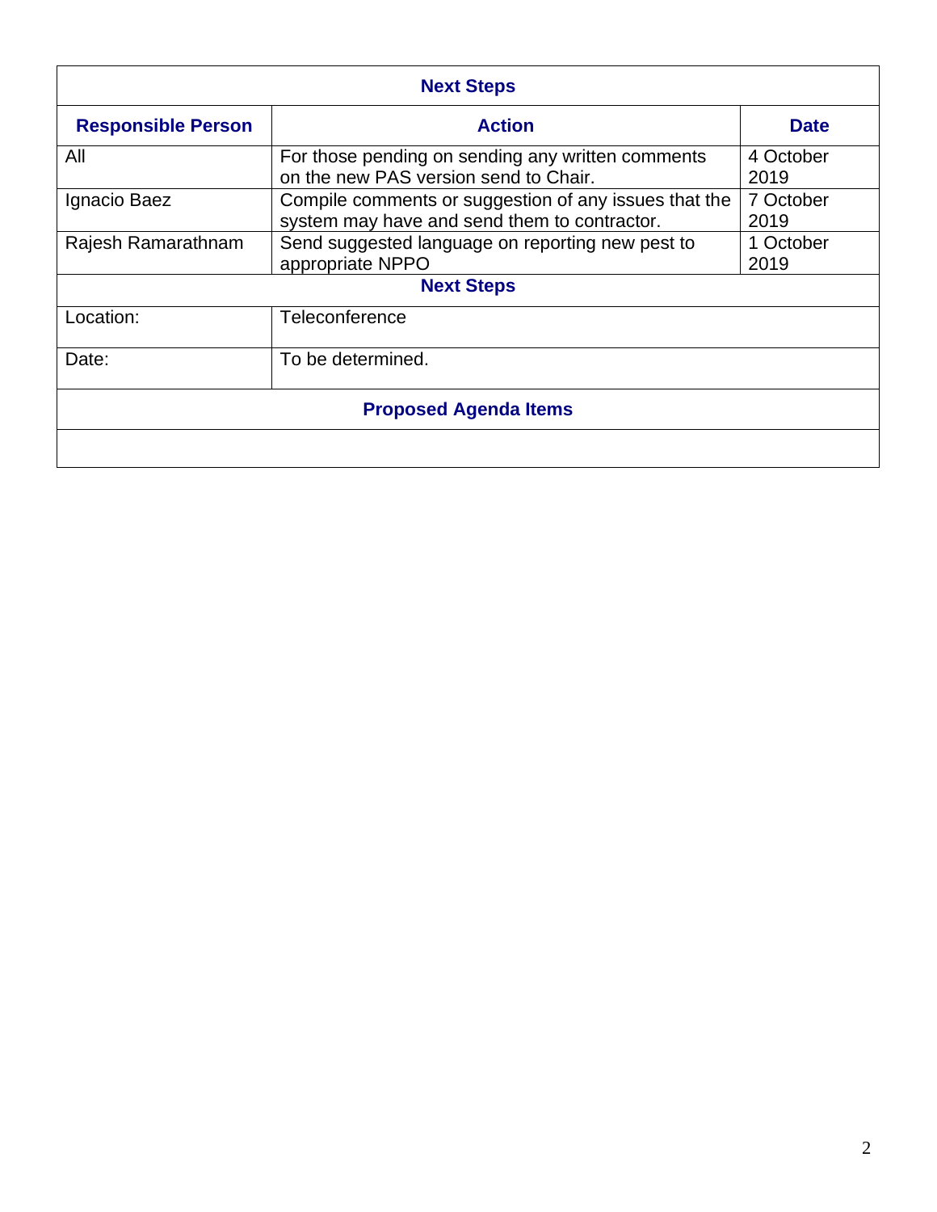| Next Steps | | |
|---|---|---|
| **Responsible Person** | **Action** | **Date** |
| All | For those pending on sending any written comments on the new PAS version send to Chair. | 4 October 2019 |
| Ignacio Baez | Compile comments or suggestion of any issues that the system may have and send them to contractor. | 7 October 2019 |
| Rajesh Ramarathnam | Send suggested language on reporting new pest to appropriate NPPO | 1 October 2019 |

| Next Steps | |
|---|---|
| Location: | Teleconference |
| Date: | To be determined. |

**Proposed Agenda Items**